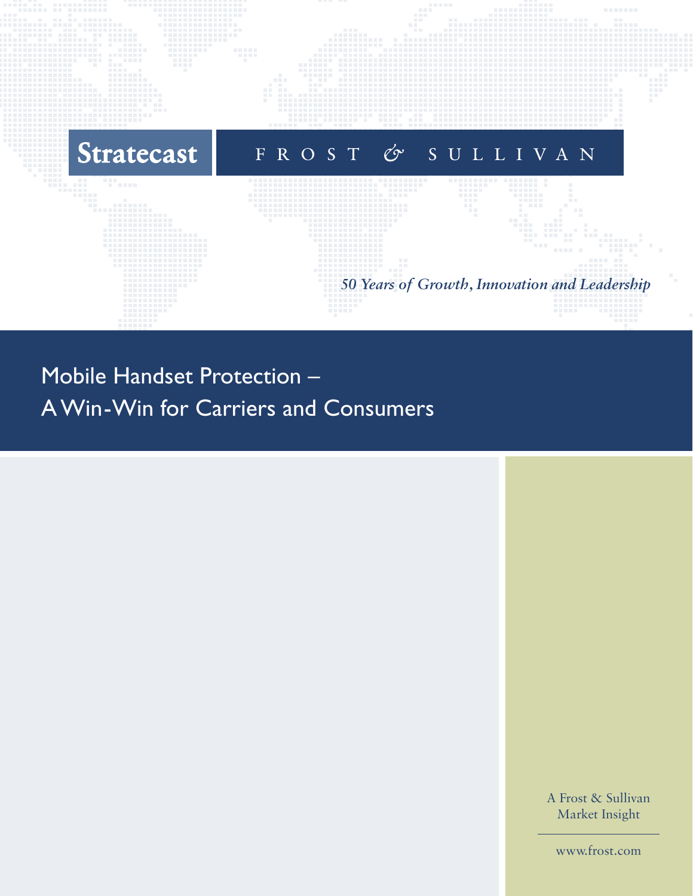Stratecast

FROST & SULLIVAN

*50 Years of Growth, Innovation and Leadership*

# Mobile Handset Protection – A Win-Win for Carriers and Consumers

A Frost & Sullivan Market Insight

www.frost.com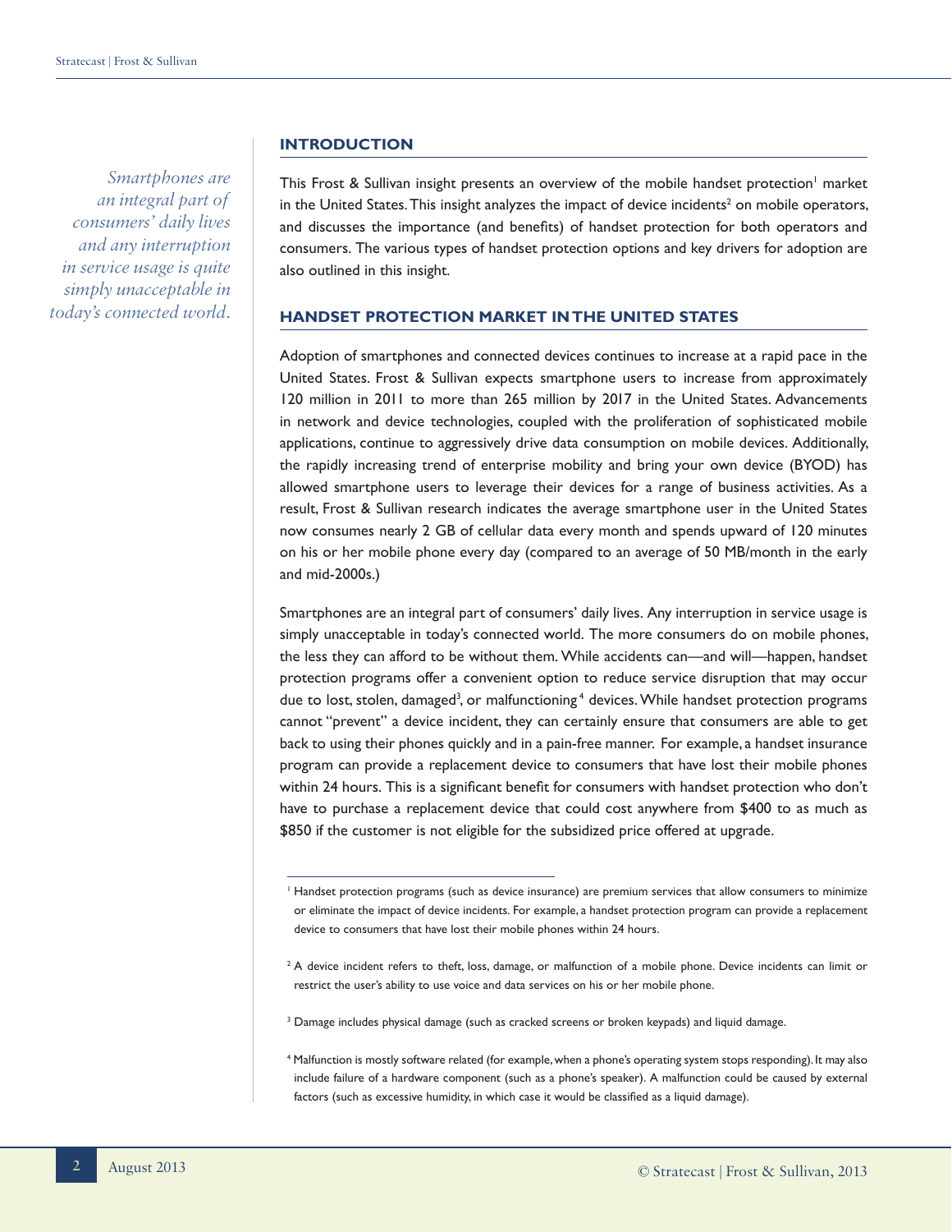*Smartphones are an integral part of consumers' daily lives and any interruption in service usage is quite simply unacceptable in today's connected world.*

## INTRODUCTION

This Frost & Sullivan insight presents an overview of the mobile handset protection[1] market in the United States. This insight analyzes the impact of device incidents[2] on mobile operators, and discusses the importance (and benefits) of handset protection for both operators and consumers. The various types of handset protection options and key drivers for adoption are also outlined in this insight.

## HANDSET PROTECTION MARKET IN THE UNITED STATES

Adoption of smartphones and connected devices continues to increase at a rapid pace in the United States. Frost & Sullivan expects smartphone users to increase from approximately 120 million in 2011 to more than 265 million by 2017 in the United States. Advancements in network and device technologies, coupled with the proliferation of sophisticated mobile applications, continue to aggressively drive data consumption on mobile devices. Additionally, the rapidly increasing trend of enterprise mobility and bring your own device (BYOD) has allowed smartphone users to leverage their devices for a range of business activities. As a result, Frost & Sullivan research indicates the average smartphone user in the United States now consumes nearly 2 GB of cellular data every month and spends upward of 120 minutes on his or her mobile phone every day (compared to an average of 50 MB/month in the early and mid-2000s.)

Smartphones are an integral part of consumers' daily lives. Any interruption in service usage is simply unacceptable in today's connected world. The more consumers do on mobile phones, the less they can afford to be without them. While accidents can—and will—happen, handset protection programs offer a convenient option to reduce service disruption that may occur due to lost, stolen, damaged[3], or malfunctioning[4] devices. While handset protection programs cannot "prevent" a device incident, they can certainly ensure that consumers are able to get back to using their phones quickly and in a pain-free manner. For example, a handset insurance program can provide a replacement device to consumers that have lost their mobile phones within 24 hours. This is a significant benefit for consumers with handset protection who don't have to purchase a replacement device that could cost anywhere from $400 to as much as $850 if the customer is not eligible for the subsidized price offered at upgrade.

---

[1] Handset protection programs (such as device insurance) are premium services that allow consumers to minimize or eliminate the impact of device incidents. For example, a handset protection program can provide a replacement device to consumers that have lost their mobile phones within 24 hours.

[2] A device incident refers to theft, loss, damage, or malfunction of a mobile phone. Device incidents can limit or restrict the user's ability to use voice and data services on his or her mobile phone.

[3] Damage includes physical damage (such as cracked screens or broken keypads) and liquid damage.

[4] Malfunction is mostly software related (for example, when a phone's operating system stops responding). It may also include failure of a hardware component (such as a phone's speaker). A malfunction could be caused by external factors (such as excessive humidity, in which case it would be classified as a liquid damage).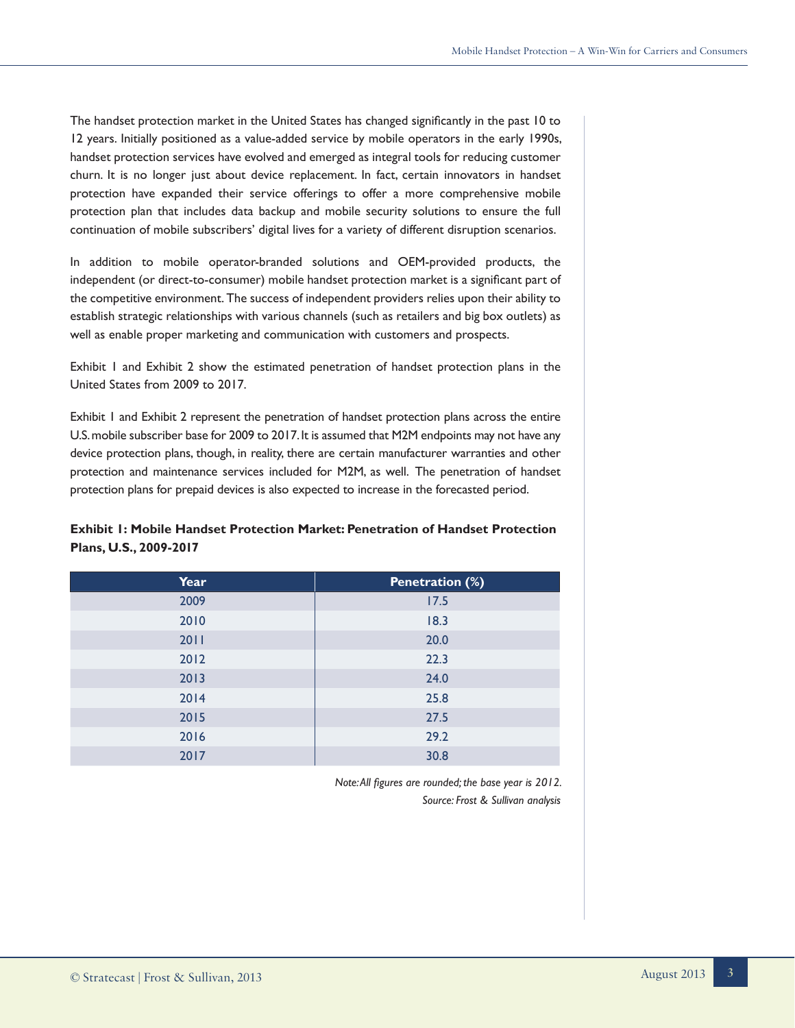The handset protection market in the United States has changed significantly in the past 10 to 12 years. Initially positioned as a value-added service by mobile operators in the early 1990s, handset protection services have evolved and emerged as integral tools for reducing customer churn. It is no longer just about device replacement. In fact, certain innovators in handset protection have expanded their service offerings to offer a more comprehensive mobile protection plan that includes data backup and mobile security solutions to ensure the full continuation of mobile subscribers' digital lives for a variety of different disruption scenarios.

In addition to mobile operator-branded solutions and OEM-provided products, the independent (or direct-to-consumer) mobile handset protection market is a significant part of the competitive environment. The success of independent providers relies upon their ability to establish strategic relationships with various channels (such as retailers and big box outlets) as well as enable proper marketing and communication with customers and prospects.

Exhibit 1 and Exhibit 2 show the estimated penetration of handset protection plans in the United States from 2009 to 2017.

Exhibit 1 and Exhibit 2 represent the penetration of handset protection plans across the entire U.S. mobile subscriber base for 2009 to 2017. It is assumed that M2M endpoints may not have any device protection plans, though, in reality, there are certain manufacturer warranties and other protection and maintenance services included for M2M, as well. The penetration of handset protection plans for prepaid devices is also expected to increase in the forecasted period.

**Exhibit 1: Mobile Handset Protection Market: Penetration of Handset Protection Plans, U.S., 2009-2017**

| Year | Penetration (%) |
|---|---|
| 2009 | 17.5 |
| 2010 | 18.3 |
| 2011 | 20.0 |
| 2012 | 22.3 |
| 2013 | 24.0 |
| 2014 | 25.8 |
| 2015 | 27.5 |
| 2016 | 29.2 |
| 2017 | 30.8 |

*Note: All figures are rounded; the base year is 2012.*
*Source: Frost & Sullivan analysis*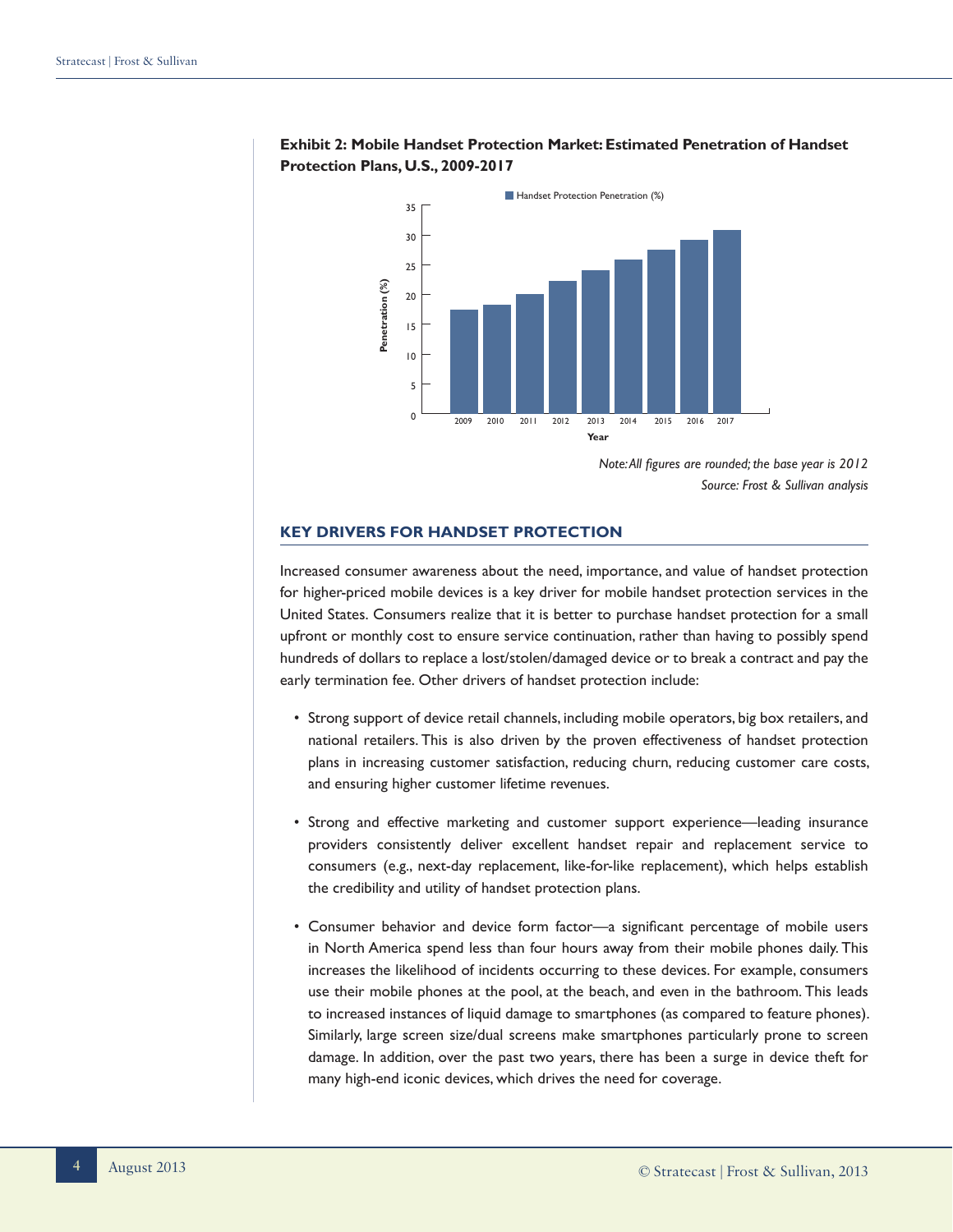**Exhibit 2: Mobile Handset Protection Market: Estimated Penetration of Handset Protection Plans, U.S., 2009-2017**

*Note: All figures are rounded; the base year is 2012*

*Source: Frost & Sullivan analysis*

## KEY DRIVERS FOR HANDSET PROTECTION

Increased consumer awareness about the need, importance, and value of handset protection for higher-priced mobile devices is a key driver for mobile handset protection services in the United States. Consumers realize that it is better to purchase handset protection for a small upfront or monthly cost to ensure service continuation, rather than having to possibly spend hundreds of dollars to replace a lost/stolen/damaged device or to break a contract and pay the early termination fee. Other drivers of handset protection include:

- Strong support of device retail channels, including mobile operators, big box retailers, and national retailers. This is also driven by the proven effectiveness of handset protection plans in increasing customer satisfaction, reducing churn, reducing customer care costs, and ensuring higher customer lifetime revenues.
- Strong and effective marketing and customer support experience—leading insurance providers consistently deliver excellent handset repair and replacement service to consumers (e.g., next-day replacement, like-for-like replacement), which helps establish the credibility and utility of handset protection plans.
- Consumer behavior and device form factor—a significant percentage of mobile users in North America spend less than four hours away from their mobile phones daily. This increases the likelihood of incidents occurring to these devices. For example, consumers use their mobile phones at the pool, at the beach, and even in the bathroom. This leads to increased instances of liquid damage to smartphones (as compared to feature phones). Similarly, large screen size/dual screens make smartphones particularly prone to screen damage. In addition, over the past two years, there has been a surge in device theft for many high-end iconic devices, which drives the need for coverage.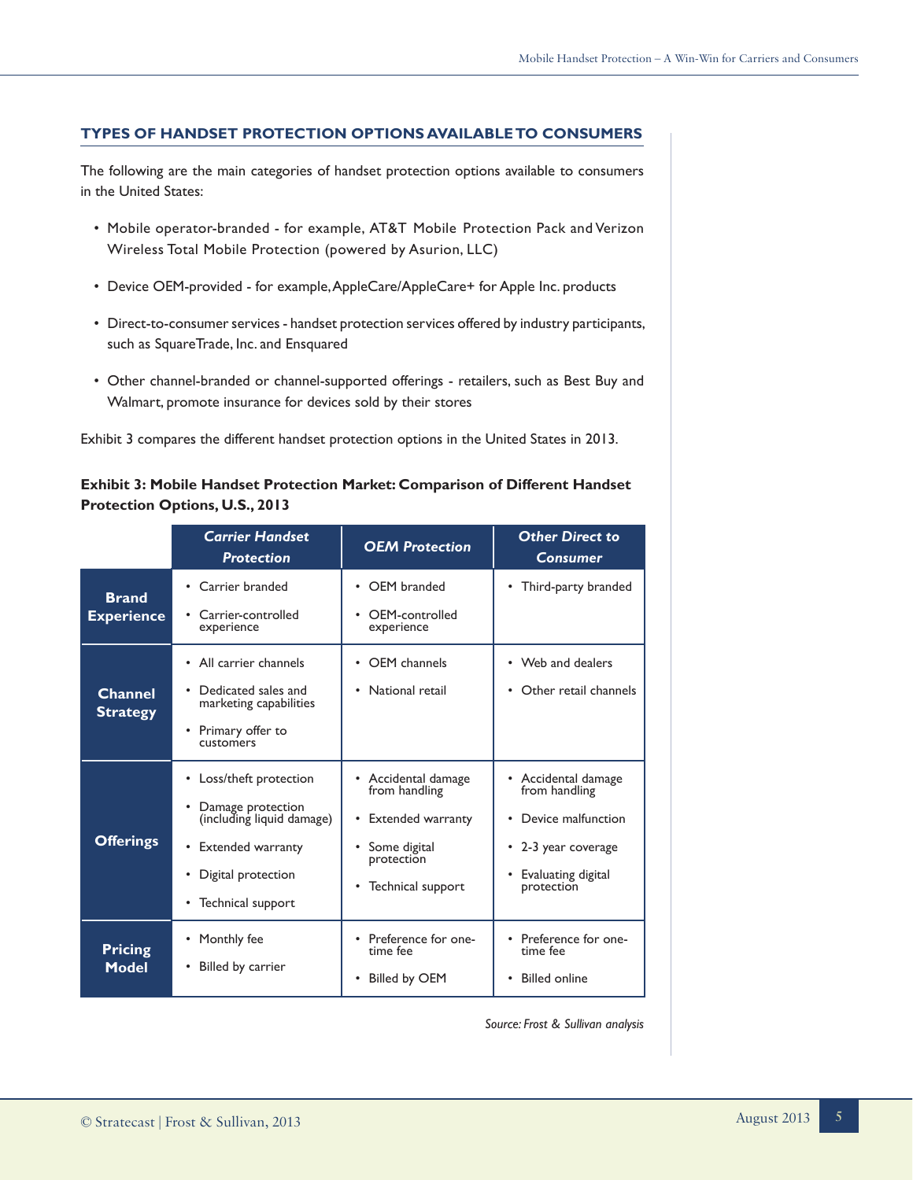## TYPES OF HANDSET PROTECTION OPTIONS AVAILABLE TO CONSUMERS

The following are the main categories of handset protection options available to consumers in the United States:

- Mobile operator-branded - for example, AT&T Mobile Protection Pack and Verizon Wireless Total Mobile Protection (powered by Asurion, LLC)
- Device OEM-provided - for example, AppleCare/AppleCare+ for Apple Inc. products
- Direct-to-consumer services - handset protection services offered by industry participants, such as SquareTrade, Inc. and Ensquared
- Other channel-branded or channel-supported offerings - retailers, such as Best Buy and Walmart, promote insurance for devices sold by their stores

Exhibit 3 compares the different handset protection options in the United States in 2013.

**Exhibit 3: Mobile Handset Protection Market: Comparison of Different Handset Protection Options, U.S., 2013**

| | *Carrier Handset Protection* | *OEM Protection* | *Other Direct to Consumer* |
|---|---|---|---|
| **Brand Experience** | • Carrier branded<br>• Carrier-controlled experience | • OEM branded<br>• OEM-controlled experience | • Third-party branded |
| **Channel Strategy** | • All carrier channels<br>• Dedicated sales and marketing capabilities<br>• Primary offer to customers | • OEM channels<br>• National retail | • Web and dealers<br>• Other retail channels |
| **Offerings** | • Loss/theft protection<br>• Damage protection (including liquid damage)<br>• Extended warranty<br>• Digital protection<br>• Technical support | • Accidental damage from handling<br>• Extended warranty<br>• Some digital protection<br>• Technical support | • Accidental damage from handling<br>• Device malfunction<br>• 2-3 year coverage<br>• Evaluating digital protection |
| **Pricing Model** | • Monthly fee<br>• Billed by carrier | • Preference for one-time fee<br>• Billed by OEM | • Preference for one-time fee<br>• Billed online |

*Source: Frost & Sullivan analysis*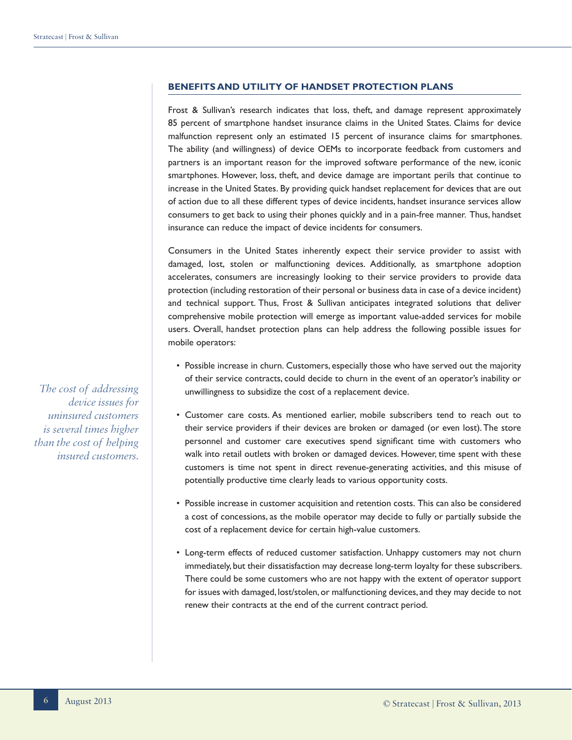## BENEFITS AND UTILITY OF HANDSET PROTECTION PLANS

Frost & Sullivan's research indicates that loss, theft, and damage represent approximately 85 percent of smartphone handset insurance claims in the United States. Claims for device malfunction represent only an estimated 15 percent of insurance claims for smartphones. The ability (and willingness) of device OEMs to incorporate feedback from customers and partners is an important reason for the improved software performance of the new, iconic smartphones. However, loss, theft, and device damage are important perils that continue to increase in the United States. By providing quick handset replacement for devices that are out of action due to all these different types of device incidents, handset insurance services allow consumers to get back to using their phones quickly and in a pain-free manner. Thus, handset insurance can reduce the impact of device incidents for consumers.

Consumers in the United States inherently expect their service provider to assist with damaged, lost, stolen or malfunctioning devices. Additionally, as smartphone adoption accelerates, consumers are increasingly looking to their service providers to provide data protection (including restoration of their personal or business data in case of a device incident) and technical support. Thus, Frost & Sullivan anticipates integrated solutions that deliver comprehensive mobile protection will emerge as important value-added services for mobile users. Overall, handset protection plans can help address the following possible issues for mobile operators:

*The cost of addressing device issues for uninsured customers is several times higher than the cost of helping insured customers.*

- Possible increase in churn. Customers, especially those who have served out the majority of their service contracts, could decide to churn in the event of an operator's inability or unwillingness to subsidize the cost of a replacement device.
- Customer care costs. As mentioned earlier, mobile subscribers tend to reach out to their service providers if their devices are broken or damaged (or even lost). The store personnel and customer care executives spend significant time with customers who walk into retail outlets with broken or damaged devices. However, time spent with these customers is time not spent in direct revenue-generating activities, and this misuse of potentially productive time clearly leads to various opportunity costs.
- Possible increase in customer acquisition and retention costs. This can also be considered a cost of concessions, as the mobile operator may decide to fully or partially subside the cost of a replacement device for certain high-value customers.
- Long-term effects of reduced customer satisfaction. Unhappy customers may not churn immediately, but their dissatisfaction may decrease long-term loyalty for these subscribers. There could be some customers who are not happy with the extent of operator support for issues with damaged, lost/stolen, or malfunctioning devices, and they may decide to not renew their contracts at the end of the current contract period.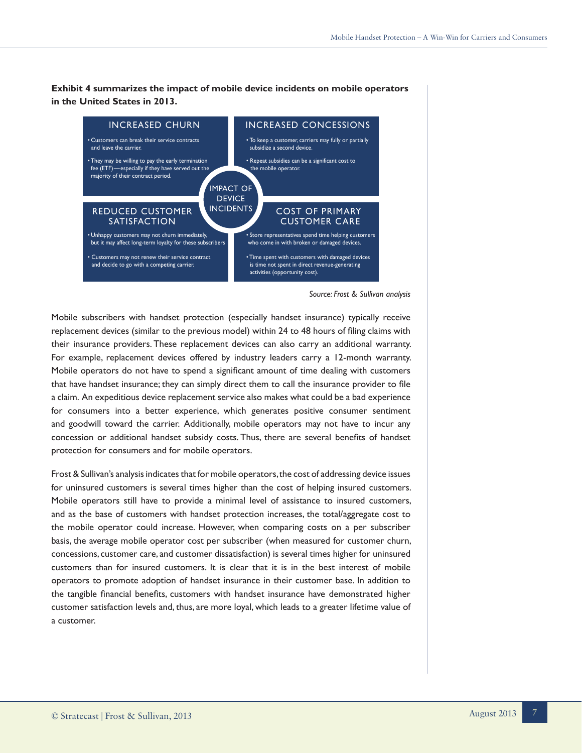**Exhibit 4 summarizes the impact of mobile device incidents on mobile operators in the United States in 2013.**

**INCREASED CHURN**

- Customers can break their service contracts and leave the carrier.
- They may be willing to pay the early termination fee (ETF)—especially if they have served out the majority of their contract period.

**INCREASED CONCESSIONS**

- To keep a customer, carriers may fully or partially subsidize a second device.
- Repeat subsidies can be a significant cost to the mobile operator.

**IMPACT OF DEVICE INCIDENTS**

**REDUCED CUSTOMER SATISFACTION**

- Unhappy customers may not churn immediately, but it may affect long-term loyalty for these subscribers
- Customers may not renew their service contract and decide to go with a competing carrier.

**COST OF PRIMARY CUSTOMER CARE**

- Store representatives spend time helping customers who come in with broken or damaged devices.
- Time spent with customers with damaged devices is time not spent in direct revenue-generating activities (opportunity cost).

*Source: Frost & Sullivan analysis*

Mobile subscribers with handset protection (especially handset insurance) typically receive replacement devices (similar to the previous model) within 24 to 48 hours of filing claims with their insurance providers. These replacement devices can also carry an additional warranty. For example, replacement devices offered by industry leaders carry a 12-month warranty. Mobile operators do not have to spend a significant amount of time dealing with customers that have handset insurance; they can simply direct them to call the insurance provider to file a claim. An expeditious device replacement service also makes what could be a bad experience for consumers into a better experience, which generates positive consumer sentiment and goodwill toward the carrier. Additionally, mobile operators may not have to incur any concession or additional handset subsidy costs. Thus, there are several benefits of handset protection for consumers and for mobile operators.

Frost & Sullivan's analysis indicates that for mobile operators, the cost of addressing device issues for uninsured customers is several times higher than the cost of helping insured customers. Mobile operators still have to provide a minimal level of assistance to insured customers, and as the base of customers with handset protection increases, the total/aggregate cost to the mobile operator could increase. However, when comparing costs on a per subscriber basis, the average mobile operator cost per subscriber (when measured for customer churn, concessions, customer care, and customer dissatisfaction) is several times higher for uninsured customers than for insured customers. It is clear that it is in the best interest of mobile operators to promote adoption of handset insurance in their customer base. In addition to the tangible financial benefits, customers with handset insurance have demonstrated higher customer satisfaction levels and, thus, are more loyal, which leads to a greater lifetime value of a customer.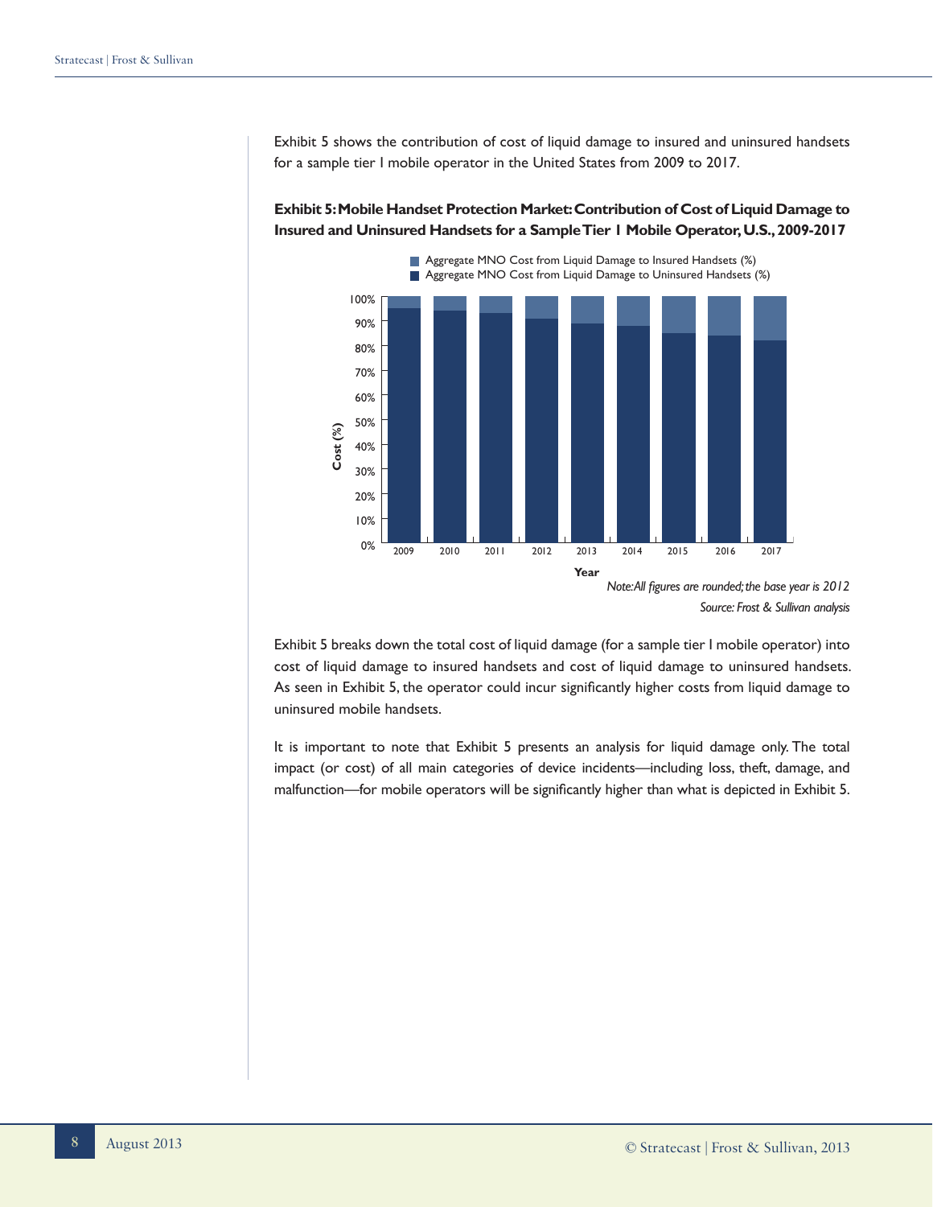Exhibit 5 shows the contribution of cost of liquid damage to insured and uninsured handsets for a sample tier I mobile operator in the United States from 2009 to 2017.

**Exhibit 5: Mobile Handset Protection Market: Contribution of Cost of Liquid Damage to Insured and Uninsured Handsets for a Sample Tier 1 Mobile Operator, U.S., 2009-2017**

*Note: All figures are rounded; the base year is 2012*

*Source: Frost & Sullivan analysis*

Exhibit 5 breaks down the total cost of liquid damage (for a sample tier I mobile operator) into cost of liquid damage to insured handsets and cost of liquid damage to uninsured handsets. As seen in Exhibit 5, the operator could incur significantly higher costs from liquid damage to uninsured mobile handsets.

It is important to note that Exhibit 5 presents an analysis for liquid damage only. The total impact (or cost) of all main categories of device incidents—including loss, theft, damage, and malfunction—for mobile operators will be significantly higher than what is depicted in Exhibit 5.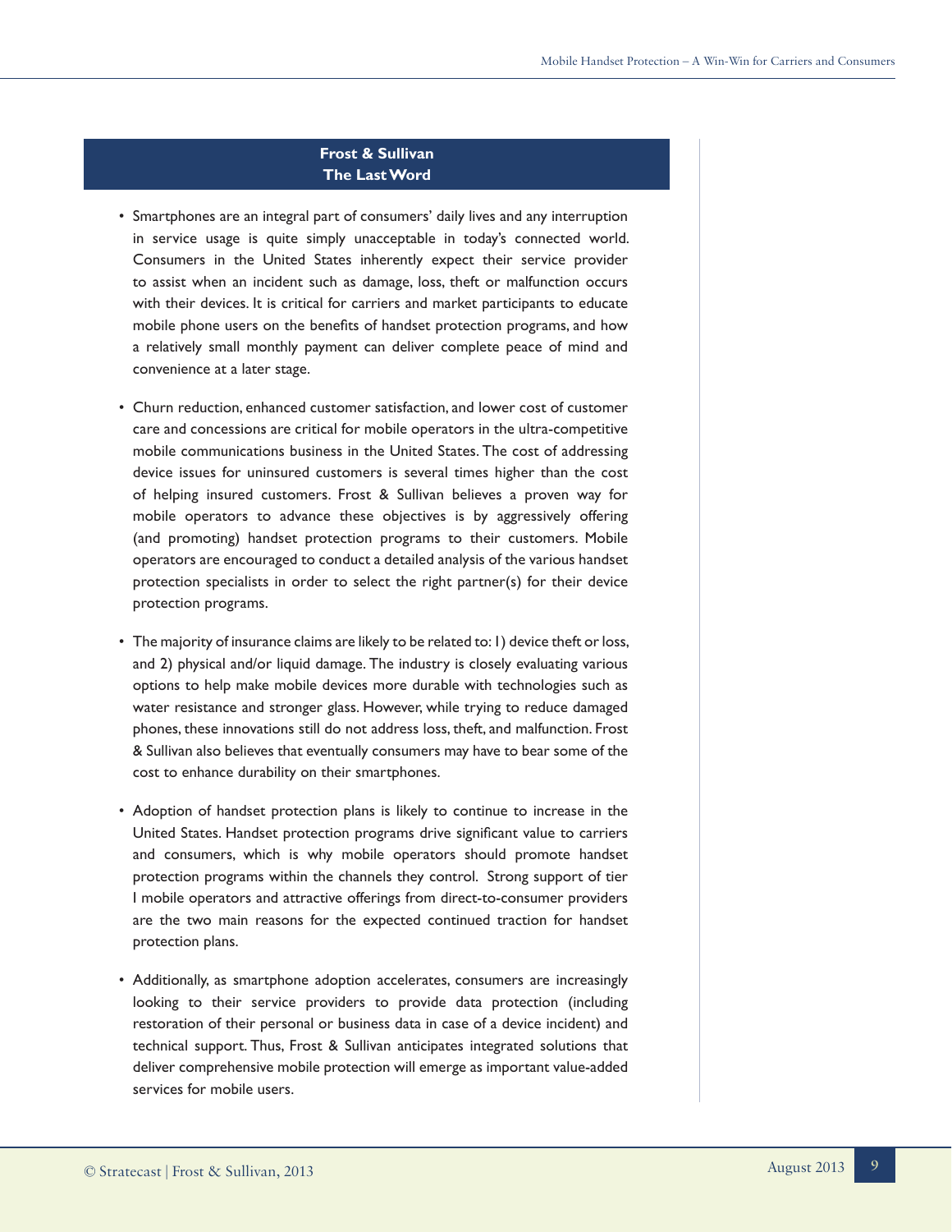## Frost & Sullivan
## The Last Word

- Smartphones are an integral part of consumers' daily lives and any interruption in service usage is quite simply unacceptable in today's connected world. Consumers in the United States inherently expect their service provider to assist when an incident such as damage, loss, theft or malfunction occurs with their devices. It is critical for carriers and market participants to educate mobile phone users on the benefits of handset protection programs, and how a relatively small monthly payment can deliver complete peace of mind and convenience at a later stage.

- Churn reduction, enhanced customer satisfaction, and lower cost of customer care and concessions are critical for mobile operators in the ultra-competitive mobile communications business in the United States. The cost of addressing device issues for uninsured customers is several times higher than the cost of helping insured customers. Frost & Sullivan believes a proven way for mobile operators to advance these objectives is by aggressively offering (and promoting) handset protection programs to their customers. Mobile operators are encouraged to conduct a detailed analysis of the various handset protection specialists in order to select the right partner(s) for their device protection programs.

- The majority of insurance claims are likely to be related to: 1) device theft or loss, and 2) physical and/or liquid damage. The industry is closely evaluating various options to help make mobile devices more durable with technologies such as water resistance and stronger glass. However, while trying to reduce damaged phones, these innovations still do not address loss, theft, and malfunction. Frost & Sullivan also believes that eventually consumers may have to bear some of the cost to enhance durability on their smartphones.

- Adoption of handset protection plans is likely to continue to increase in the United States. Handset protection programs drive significant value to carriers and consumers, which is why mobile operators should promote handset protection programs within the channels they control. Strong support of tier 1 mobile operators and attractive offerings from direct-to-consumer providers are the two main reasons for the expected continued traction for handset protection plans.

- Additionally, as smartphone adoption accelerates, consumers are increasingly looking to their service providers to provide data protection (including restoration of their personal or business data in case of a device incident) and technical support. Thus, Frost & Sullivan anticipates integrated solutions that deliver comprehensive mobile protection will emerge as important value-added services for mobile users.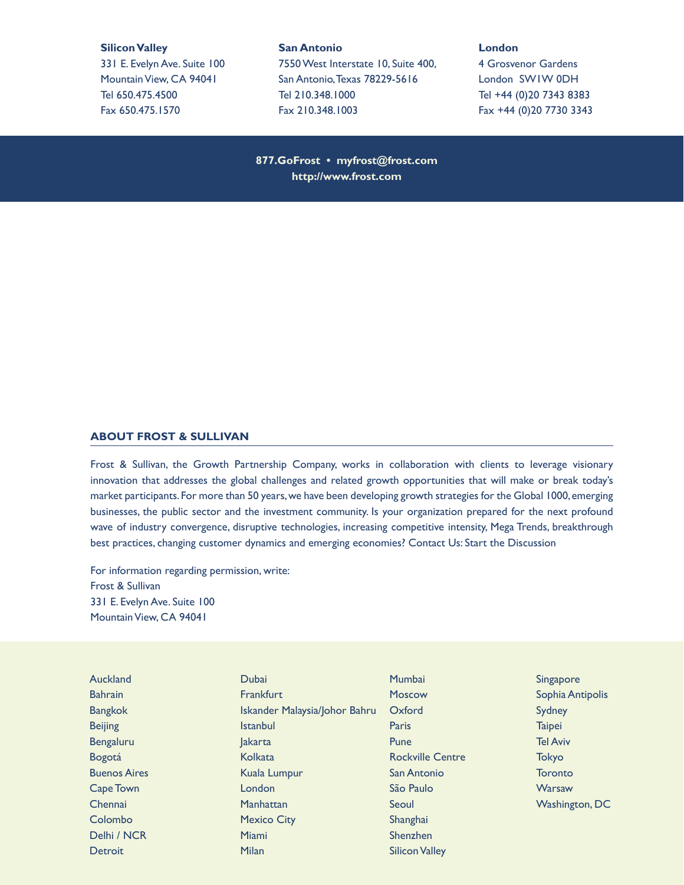**Silicon Valley**
331 E. Evelyn Ave. Suite 100
Mountain View, CA 94041
Tel 650.475.4500
Fax 650.475.1570

**San Antonio**
7550 West Interstate 10, Suite 400,
San Antonio, Texas 78229-5616
Tel 210.348.1000
Fax 210.348.1003

**London**
4 Grosvenor Gardens
London SW1W 0DH
Tel +44 (0)20 7343 8383
Fax +44 (0)20 7730 3343

**877.GoFrost • myfrost@frost.com**
**http://www.frost.com**

## ABOUT FROST & SULLIVAN

Frost & Sullivan, the Growth Partnership Company, works in collaboration with clients to leverage visionary innovation that addresses the global challenges and related growth opportunities that will make or break today's market participants. For more than 50 years, we have been developing growth strategies for the Global 1000, emerging businesses, the public sector and the investment community. Is your organization prepared for the next profound wave of industry convergence, disruptive technologies, increasing competitive intensity, Mega Trends, breakthrough best practices, changing customer dynamics and emerging economies? Contact Us: Start the Discussion

For information regarding permission, write:
Frost & Sullivan
331 E. Evelyn Ave. Suite 100
Mountain View, CA 94041

Auckland
Bahrain
Bangkok
Beijing
Bengaluru
Bogotá
Buenos Aires
Cape Town
Chennai
Colombo
Delhi / NCR
Detroit
Dubai
Frankfurt
Iskander Malaysia/Johor Bahru
Istanbul
Jakarta
Kolkata
Kuala Lumpur
London
Manhattan
Mexico City
Miami
Milan
Mumbai
Moscow
Oxford
Paris
Pune
Rockville Centre
San Antonio
São Paulo
Seoul
Shanghai
Shenzhen
Silicon Valley
Singapore
Sophia Antipolis
Sydney
Taipei
Tel Aviv
Tokyo
Toronto
Warsaw
Washington, DC